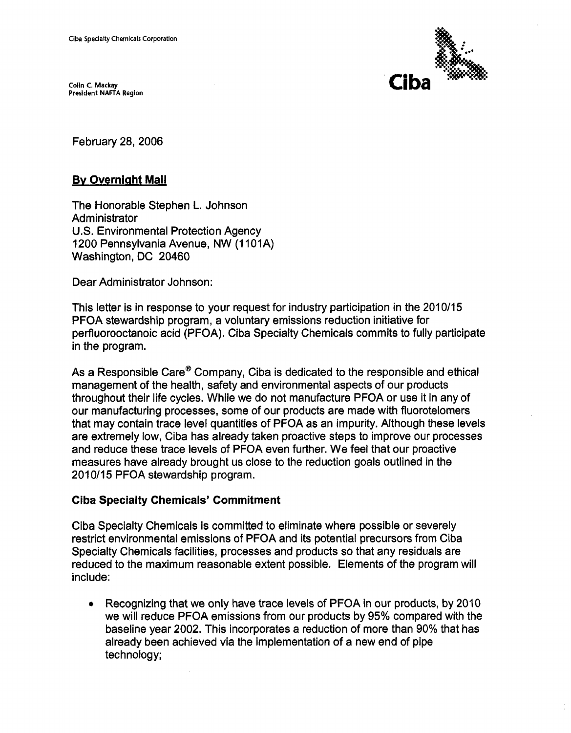Ciba Specialty Chemicals Corporation

Colin C. Mackay
President NAFTA Region

Ciba

February 28, 2006

**By Overnight Mail**

The Honorable Stephen L. Johnson
Administrator
U.S. Environmental Protection Agency
1200 Pennsylvania Avenue, NW (1101A)
Washington, DC 20460

Dear Administrator Johnson:

This letter is in response to your request for industry participation in the 2010/15 PFOA stewardship program, a voluntary emissions reduction initiative for perfluorooctanoic acid (PFOA). Ciba Specialty Chemicals commits to fully participate in the program.

As a Responsible Care® Company, Ciba is dedicated to the responsible and ethical management of the health, safety and environmental aspects of our products throughout their life cycles. While we do not manufacture PFOA or use it in any of our manufacturing processes, some of our products are made with fluorotelomers that may contain trace level quantities of PFOA as an impurity. Although these levels are extremely low, Ciba has already taken proactive steps to improve our processes and reduce these trace levels of PFOA even further. We feel that our proactive measures have already brought us close to the reduction goals outlined in the 2010/15 PFOA stewardship program.

**Ciba Specialty Chemicals' Commitment**

Ciba Specialty Chemicals is committed to eliminate where possible or severely restrict environmental emissions of PFOA and its potential precursors from Ciba Specialty Chemicals facilities, processes and products so that any residuals are reduced to the maximum reasonable extent possible. Elements of the program will include:

- Recognizing that we only have trace levels of PFOA in our products, by 2010 we will reduce PFOA emissions from our products by 95% compared with the baseline year 2002. This incorporates a reduction of more than 90% that has already been achieved via the implementation of a new end of pipe technology;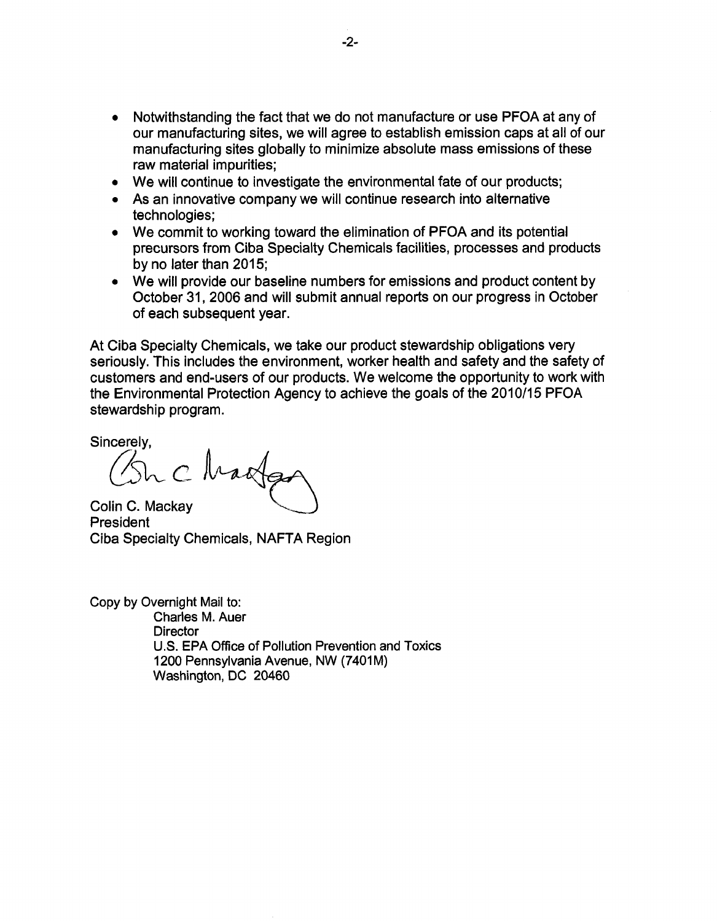- Notwithstanding the fact that we do not manufacture or use PFOA at any of our manufacturing sites, we will agree to establish emission caps at all of our manufacturing sites globally to minimize absolute mass emissions of these raw material impurities;
- We will continue to investigate the environmental fate of our products;
- As an innovative company we will continue research into alternative technologies;
- We commit to working toward the elimination of PFOA and its potential precursors from Ciba Specialty Chemicals facilities, processes and products by no later than 2015;
- We will provide our baseline numbers for emissions and product content by October 31, 2006 and will submit annual reports on our progress in October of each subsequent year.

At Ciba Specialty Chemicals, we take our product stewardship obligations very seriously. This includes the environment, worker health and safety and the safety of customers and end-users of our products. We welcome the opportunity to work with the Environmental Protection Agency to achieve the goals of the 2010/15 PFOA stewardship program.

Sincerely,

Colin C. Mackay
President
Ciba Specialty Chemicals, NAFTA Region

Copy by Overnight Mail to:
Charles M. Auer
Director
U.S. EPA Office of Pollution Prevention and Toxics
1200 Pennsylvania Avenue, NW (7401M)
Washington, DC 20460